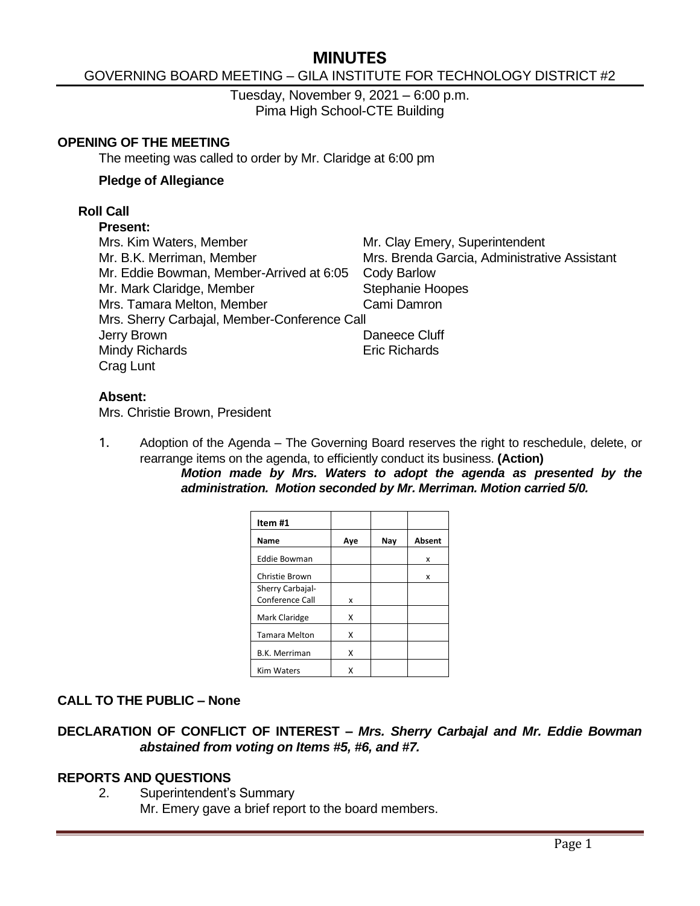# MINUTES

GOVERNING BOARD MEETING – GILA INSTITUTE FOR TECHNOLOGY DISTRICT #2

Tuesday, November 9, 2021 – 6:00 p.m.
Pima High School-CTE Building

## OPENING OF THE MEETING

The meeting was called to order by Mr. Claridge at 6:00 pm

**Pledge of Allegiance**

### Roll Call

**Present:**

Mrs. Kim Waters, Member
Mr. B.K. Merriman, Member
Mr. Eddie Bowman, Member-Arrived at 6:05
Mr. Mark Claridge, Member
Mrs. Tamara Melton, Member
Mrs. Sherry Carbajal, Member-Conference Call
Jerry Brown
Mindy Richards
Crag Lunt
Mr. Clay Emery, Superintendent
Mrs. Brenda Garcia, Administrative Assistant
Cody Barlow
Stephanie Hoopes
Cami Damron
Daneece Cluff
Eric Richards

**Absent:**

Mrs. Christie Brown, President

1. Adoption of the Agenda – The Governing Board reserves the right to reschedule, delete, or rearrange items on the agenda, to efficiently conduct its business. **(Action)**

   ***Motion made by Mrs. Waters to adopt the agenda as presented by the administration. Motion seconded by Mr. Merriman. Motion carried 5/0.***

| Item #1 | | | |
|---|---|---|---|
| **Name** | **Aye** | **Nay** | **Absent** |
| Eddie Bowman | | | x |
| Christie Brown | | | x |
| Sherry Carbajal-Conference Call | x | | |
| Mark Claridge | X | | |
| Tamara Melton | X | | |
| B.K. Merriman | X | | |
| Kim Waters | X | | |

## CALL TO THE PUBLIC – None

## DECLARATION OF CONFLICT OF INTEREST – *Mrs. Sherry Carbajal and Mr. Eddie Bowman abstained from voting on Items #5, #6, and #7.*

## REPORTS AND QUESTIONS

2. Superintendent's Summary

   Mr. Emery gave a brief report to the board members.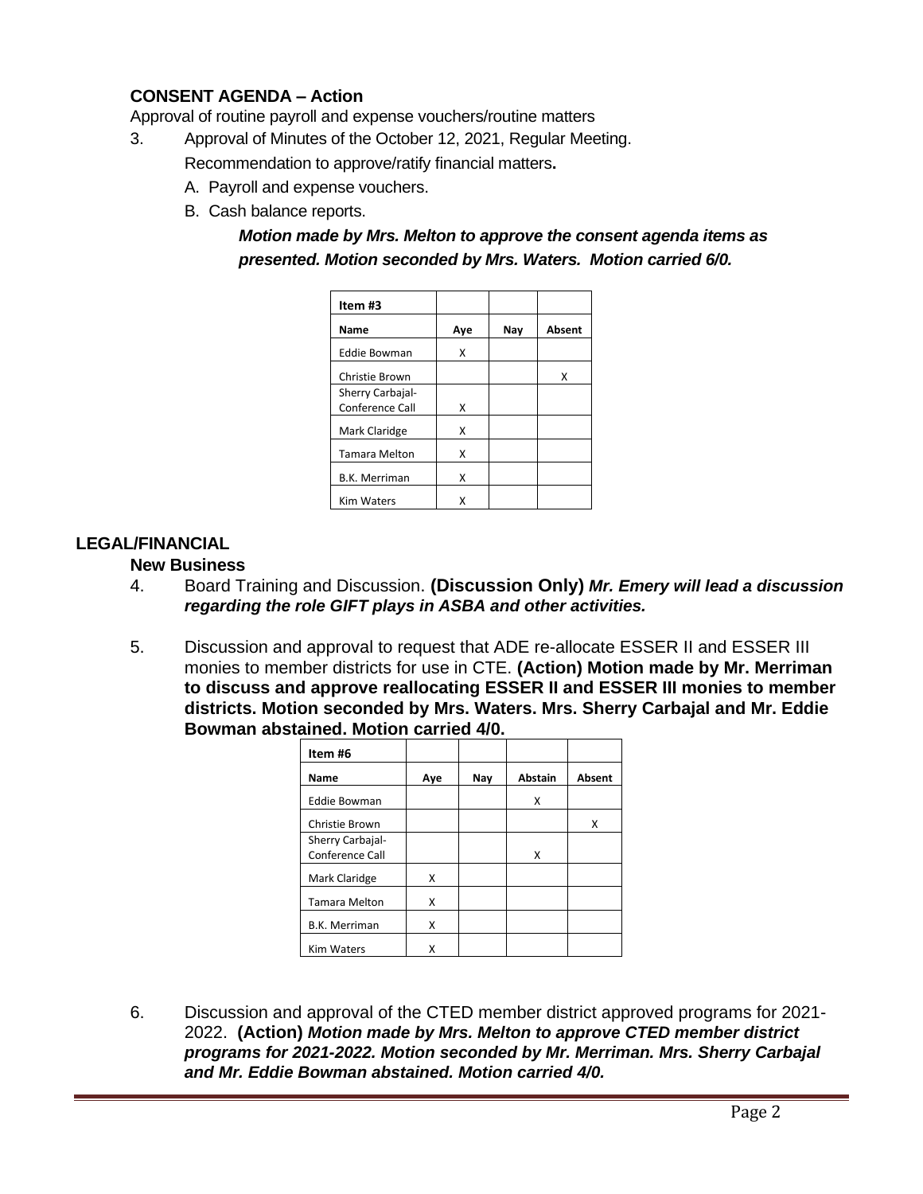## CONSENT AGENDA – Action

Approval of routine payroll and expense vouchers/routine matters

3. Approval of Minutes of the October 12, 2021, Regular Meeting.

   Recommendation to approve/ratify financial matters**.**

   A. Payroll and expense vouchers.

   B. Cash balance reports.

   ***Motion made by Mrs. Melton to approve the consent agenda items as presented. Motion seconded by Mrs. Waters. Motion carried 6/0.***

| Item #3 | | | |
|---|---|---|---|
| **Name** | **Aye** | **Nay** | **Absent** |
| Eddie Bowman | X | | |
| Christie Brown | | | X |
| Sherry Carbajal-Conference Call | X | | |
| Mark Claridge | X | | |
| Tamara Melton | X | | |
| B.K. Merriman | X | | |
| Kim Waters | X | | |

## LEGAL/FINANCIAL

### New Business

4. Board Training and Discussion. **(Discussion Only)** ***Mr. Emery will lead a discussion regarding the role GIFT plays in ASBA and other activities.***

5. Discussion and approval to request that ADE re-allocate ESSER II and ESSER III monies to member districts for use in CTE. **(Action) Motion made by Mr. Merriman to discuss and approve reallocating ESSER II and ESSER III monies to member districts. Motion seconded by Mrs. Waters. Mrs. Sherry Carbajal and Mr. Eddie Bowman abstained. Motion carried 4/0.**

| Item #6 | | | | |
|---|---|---|---|---|
| **Name** | **Aye** | **Nay** | **Abstain** | **Absent** |
| Eddie Bowman | | | X | |
| Christie Brown | | | | X |
| Sherry Carbajal-Conference Call | | | X | |
| Mark Claridge | X | | | |
| Tamara Melton | X | | | |
| B.K. Merriman | X | | | |
| Kim Waters | X | | | |

6. Discussion and approval of the CTED member district approved programs for 2021-2022. **(Action)** ***Motion made by Mrs. Melton to approve CTED member district programs for 2021-2022. Motion seconded by Mr. Merriman. Mrs. Sherry Carbajal and Mr. Eddie Bowman abstained. Motion carried 4/0.***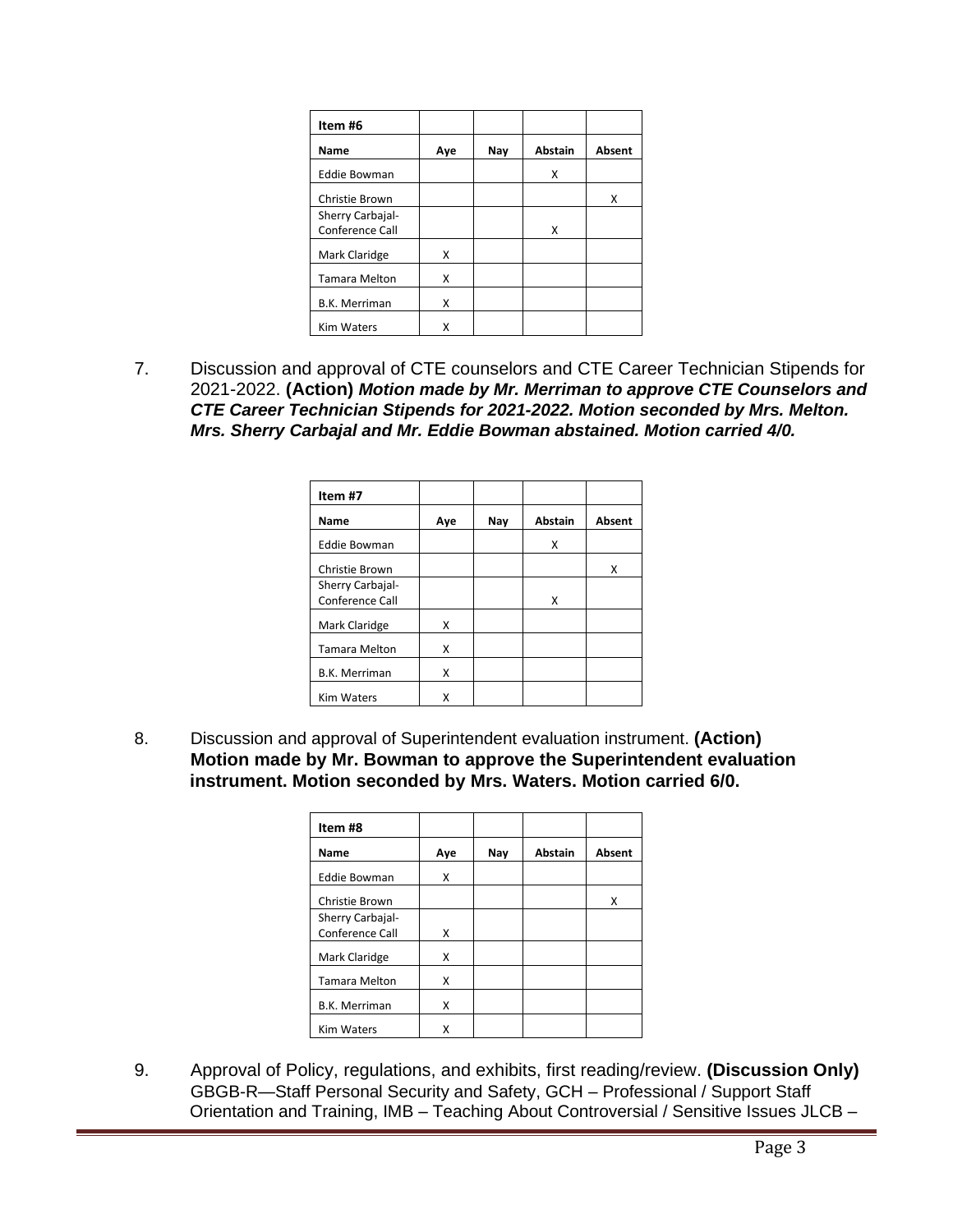| Item #6 | | | | |
|---|---|---|---|---|
| **Name** | **Aye** | **Nay** | **Abstain** | **Absent** |
| Eddie Bowman | | | X | |
| Christie Brown | | | | X |
| Sherry Carbajal-Conference Call | | | X | |
| Mark Claridge | X | | | |
| Tamara Melton | X | | | |
| B.K. Merriman | X | | | |
| Kim Waters | X | | | |

7. Discussion and approval of CTE counselors and CTE Career Technician Stipends for 2021-2022. **(Action)** ***Motion made by Mr. Merriman to approve CTE Counselors and CTE Career Technician Stipends for 2021-2022. Motion seconded by Mrs. Melton. Mrs. Sherry Carbajal and Mr. Eddie Bowman abstained. Motion carried 4/0.***

| Item #7 | | | | |
|---|---|---|---|---|
| **Name** | **Aye** | **Nay** | **Abstain** | **Absent** |
| Eddie Bowman | | | X | |
| Christie Brown | | | | X |
| Sherry Carbajal-Conference Call | | | X | |
| Mark Claridge | X | | | |
| Tamara Melton | X | | | |
| B.K. Merriman | X | | | |
| Kim Waters | X | | | |

8. Discussion and approval of Superintendent evaluation instrument. **(Action) Motion made by Mr. Bowman to approve the Superintendent evaluation instrument. Motion seconded by Mrs. Waters. Motion carried 6/0.**

| Item #8 | | | | |
|---|---|---|---|---|
| **Name** | **Aye** | **Nay** | **Abstain** | **Absent** |
| Eddie Bowman | X | | | |
| Christie Brown | | | | X |
| Sherry Carbajal-Conference Call | X | | | |
| Mark Claridge | X | | | |
| Tamara Melton | X | | | |
| B.K. Merriman | X | | | |
| Kim Waters | X | | | |

9. Approval of Policy, regulations, and exhibits, first reading/review. **(Discussion Only)** GBGB-R—Staff Personal Security and Safety, GCH – Professional / Support Staff Orientation and Training, IMB – Teaching About Controversial / Sensitive Issues JLCB –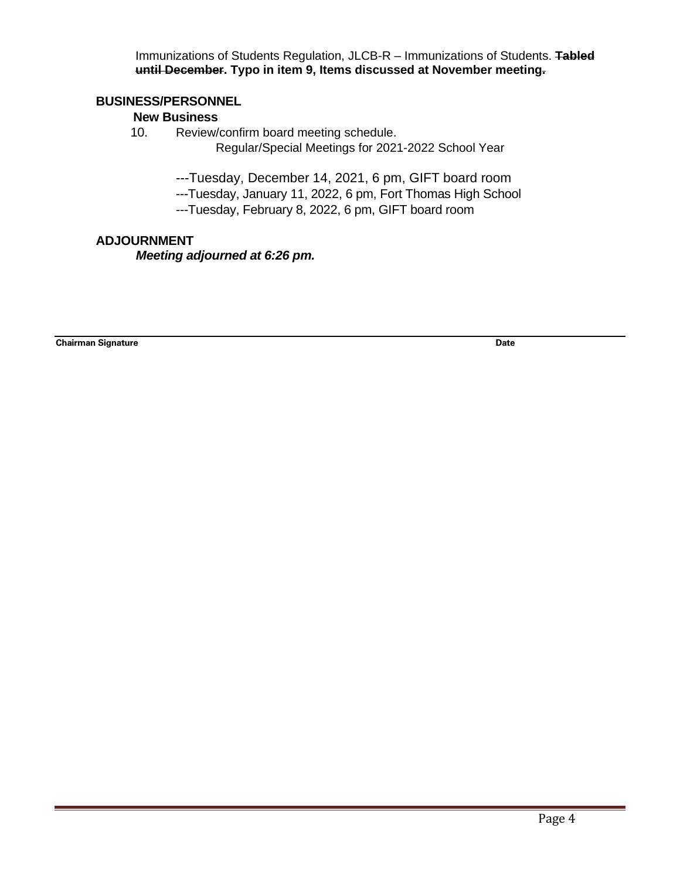Immunizations of Students Regulation, JLCB-R – Immunizations of Students. ~~**Tabled until December**~~**. Typo in item 9, Items discussed at November meeting.**

## BUSINESS/PERSONNEL

### New Business

10. Review/confirm board meeting schedule.
    Regular/Special Meetings for 2021-2022 School Year

    ---Tuesday, December 14, 2021, 6 pm, GIFT board room
    ---Tuesday, January 11, 2022, 6 pm, Fort Thomas High School
    ---Tuesday, February 8, 2022, 6 pm, GIFT board room

## ADJOURNMENT

***Meeting adjourned at 6:26 pm.***

**Chairman Signature** **Date**